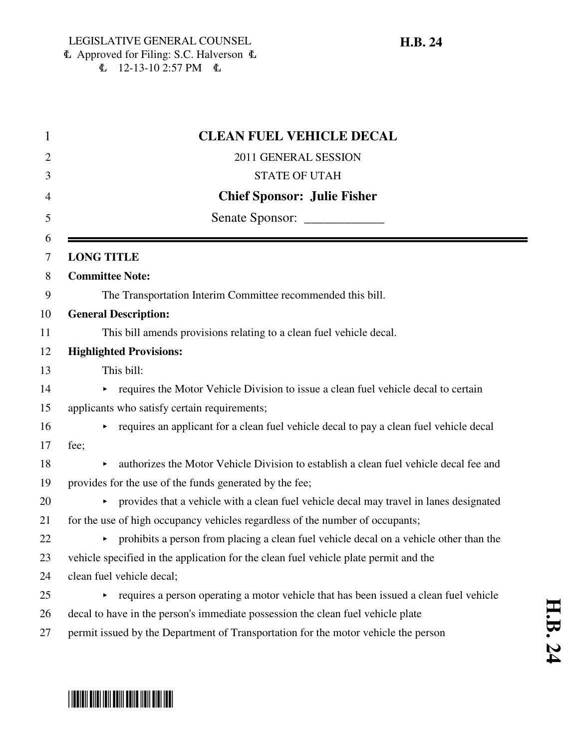LEGISLATIVE GENERAL COUNSEL
Ⓛ Approved for Filing: S.C. Halverson Ⓛ
Ⓛ 12-13-10 2:57 PM Ⓛ

**H.B. 24**

# CLEAN FUEL VEHICLE DECAL

2011 GENERAL SESSION

STATE OF UTAH

**Chief Sponsor: Julie Fisher**

Senate Sponsor: ____________

**LONG TITLE**

**Committee Note:**

The Transportation Interim Committee recommended this bill.

**General Description:**

This bill amends provisions relating to a clean fuel vehicle decal.

**Highlighted Provisions:**

This bill:

- requires the Motor Vehicle Division to issue a clean fuel vehicle decal to certain applicants who satisfy certain requirements;
- requires an applicant for a clean fuel vehicle decal to pay a clean fuel vehicle decal fee;
- authorizes the Motor Vehicle Division to establish a clean fuel vehicle decal fee and provides for the use of the funds generated by the fee;
- provides that a vehicle with a clean fuel vehicle decal may travel in lanes designated for the use of high occupancy vehicles regardless of the number of occupants;
- prohibits a person from placing a clean fuel vehicle decal on a vehicle other than the vehicle specified in the application for the clean fuel vehicle plate permit and the clean fuel vehicle decal;
- requires a person operating a motor vehicle that has been issued a clean fuel vehicle decal to have in the person's immediate possession the clean fuel vehicle plate permit issued by the Department of Transportation for the motor vehicle the person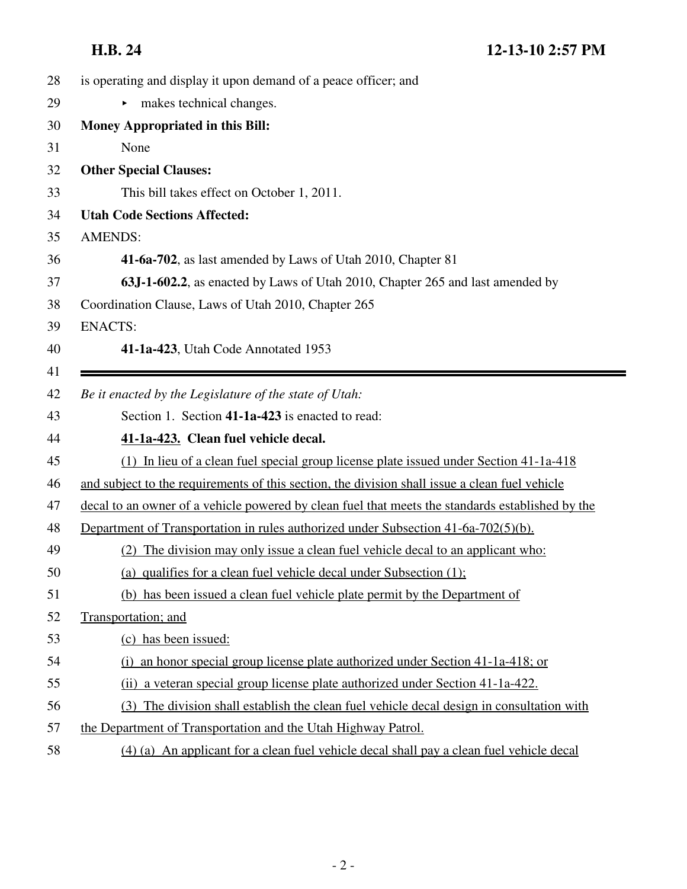is operating and display it upon demand of a peace officer; and

- makes technical changes.

**Money Appropriated in this Bill:**

None

**Other Special Clauses:**

This bill takes effect on October 1, 2011.

**Utah Code Sections Affected:**

AMENDS:

**41-6a-702**, as last amended by Laws of Utah 2010, Chapter 81

**63J-1-602.2**, as enacted by Laws of Utah 2010, Chapter 265 and last amended by Coordination Clause, Laws of Utah 2010, Chapter 265

ENACTS:

**41-1a-423**, Utah Code Annotated 1953

---

*Be it enacted by the Legislature of the state of Utah:*

Section 1. Section **41-1a-423** is enacted to read:

**41-1a-423. Clean fuel vehicle decal.**

(1) In lieu of a clean fuel special group license plate issued under Section 41-1a-418 and subject to the requirements of this section, the division shall issue a clean fuel vehicle decal to an owner of a vehicle powered by clean fuel that meets the standards established by the Department of Transportation in rules authorized under Subsection 41-6a-702(5)(b).

(2) The division may only issue a clean fuel vehicle decal to an applicant who:

(a) qualifies for a clean fuel vehicle decal under Subsection (1);

(b) has been issued a clean fuel vehicle plate permit by the Department of Transportation; and

(c) has been issued:

(i) an honor special group license plate authorized under Section 41-1a-418; or

(ii) a veteran special group license plate authorized under Section 41-1a-422.

(3) The division shall establish the clean fuel vehicle decal design in consultation with the Department of Transportation and the Utah Highway Patrol.

(4) (a) An applicant for a clean fuel vehicle decal shall pay a clean fuel vehicle decal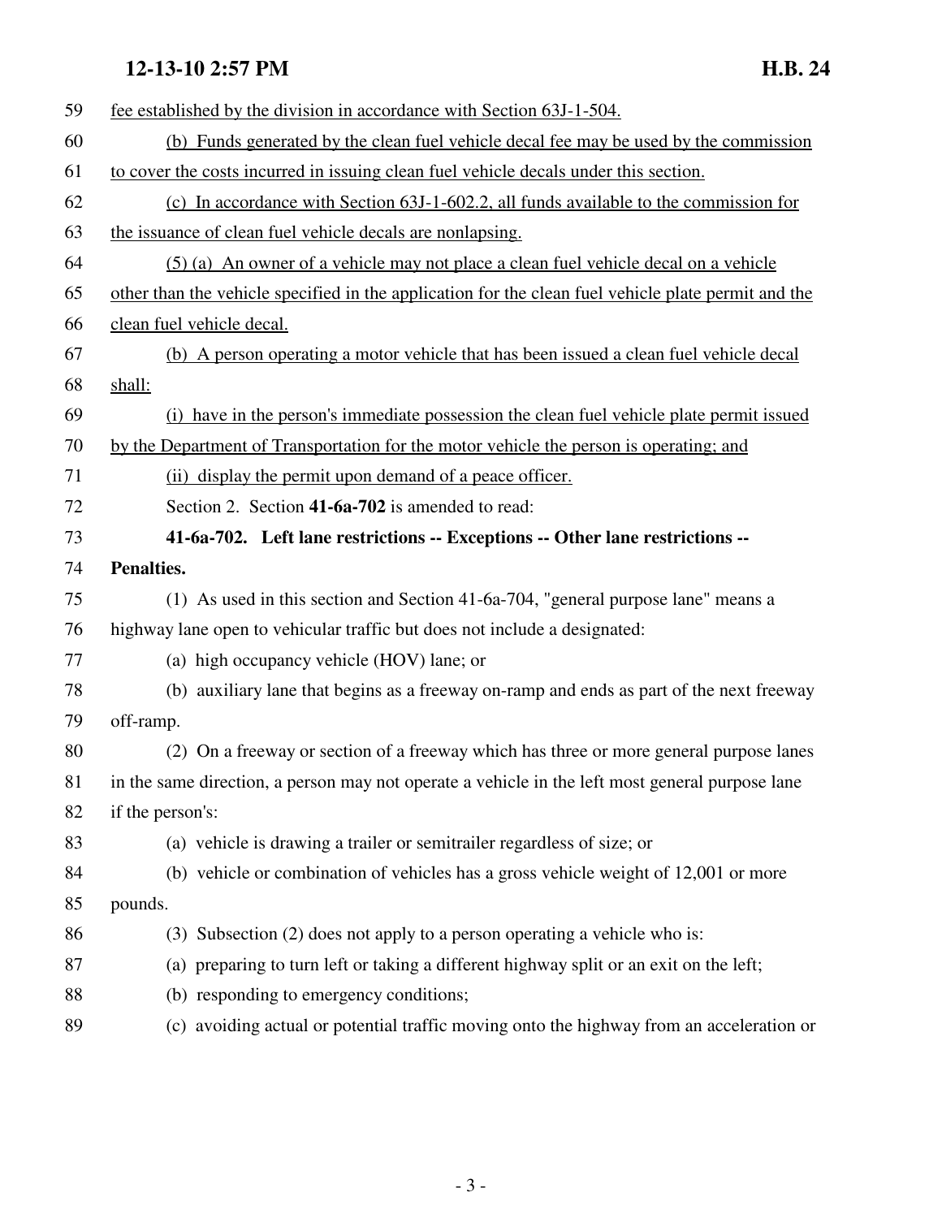fee established by the division in accordance with Section 63J-1-504.

(b) Funds generated by the clean fuel vehicle decal fee may be used by the commission to cover the costs incurred in issuing clean fuel vehicle decals under this section.

(c) In accordance with Section 63J-1-602.2, all funds available to the commission for the issuance of clean fuel vehicle decals are nonlapsing.

(5) (a) An owner of a vehicle may not place a clean fuel vehicle decal on a vehicle other than the vehicle specified in the application for the clean fuel vehicle plate permit and the clean fuel vehicle decal.

(b) A person operating a motor vehicle that has been issued a clean fuel vehicle decal shall:

(i) have in the person's immediate possession the clean fuel vehicle plate permit issued by the Department of Transportation for the motor vehicle the person is operating; and

(ii) display the permit upon demand of a peace officer.

Section 2. Section **41-6a-702** is amended to read:

**41-6a-702. Left lane restrictions -- Exceptions -- Other lane restrictions -- Penalties.**

(1) As used in this section and Section 41-6a-704, "general purpose lane" means a highway lane open to vehicular traffic but does not include a designated:

(a) high occupancy vehicle (HOV) lane; or

(b) auxiliary lane that begins as a freeway on-ramp and ends as part of the next freeway off-ramp.

(2) On a freeway or section of a freeway which has three or more general purpose lanes in the same direction, a person may not operate a vehicle in the left most general purpose lane if the person's:

(a) vehicle is drawing a trailer or semitrailer regardless of size; or

(b) vehicle or combination of vehicles has a gross vehicle weight of 12,001 or more pounds.

(3) Subsection (2) does not apply to a person operating a vehicle who is:

(a) preparing to turn left or taking a different highway split or an exit on the left;

(b) responding to emergency conditions;

(c) avoiding actual or potential traffic moving onto the highway from an acceleration or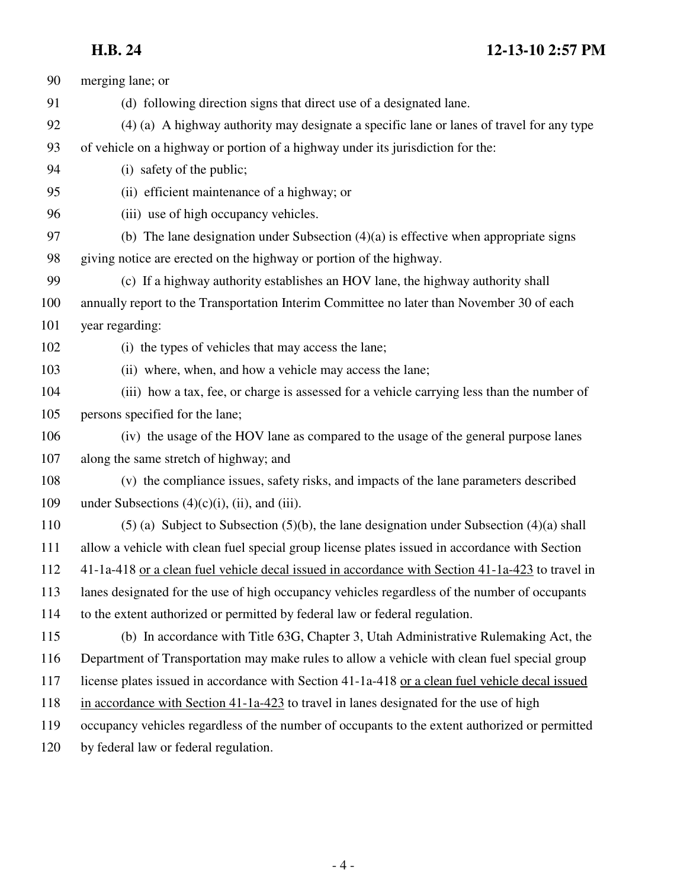merging lane; or

(d) following direction signs that direct use of a designated lane.

(4) (a) A highway authority may designate a specific lane or lanes of travel for any type of vehicle on a highway or portion of a highway under its jurisdiction for the:

(i) safety of the public;

(ii) efficient maintenance of a highway; or

(iii) use of high occupancy vehicles.

(b) The lane designation under Subsection (4)(a) is effective when appropriate signs giving notice are erected on the highway or portion of the highway.

(c) If a highway authority establishes an HOV lane, the highway authority shall annually report to the Transportation Interim Committee no later than November 30 of each year regarding:

(i) the types of vehicles that may access the lane;

(ii) where, when, and how a vehicle may access the lane;

(iii) how a tax, fee, or charge is assessed for a vehicle carrying less than the number of persons specified for the lane;

(iv) the usage of the HOV lane as compared to the usage of the general purpose lanes along the same stretch of highway; and

(v) the compliance issues, safety risks, and impacts of the lane parameters described under Subsections (4)(c)(i), (ii), and (iii).

(5) (a) Subject to Subsection (5)(b), the lane designation under Subsection (4)(a) shall allow a vehicle with clean fuel special group license plates issued in accordance with Section 41-1a-418 <u>or a clean fuel vehicle decal issued in accordance with Section 41-1a-423</u> to travel in lanes designated for the use of high occupancy vehicles regardless of the number of occupants to the extent authorized or permitted by federal law or federal regulation.

(b) In accordance with Title 63G, Chapter 3, Utah Administrative Rulemaking Act, the Department of Transportation may make rules to allow a vehicle with clean fuel special group license plates issued in accordance with Section 41-1a-418 <u>or a clean fuel vehicle decal issued in accordance with Section 41-1a-423</u> to travel in lanes designated for the use of high occupancy vehicles regardless of the number of occupants to the extent authorized or permitted by federal law or federal regulation.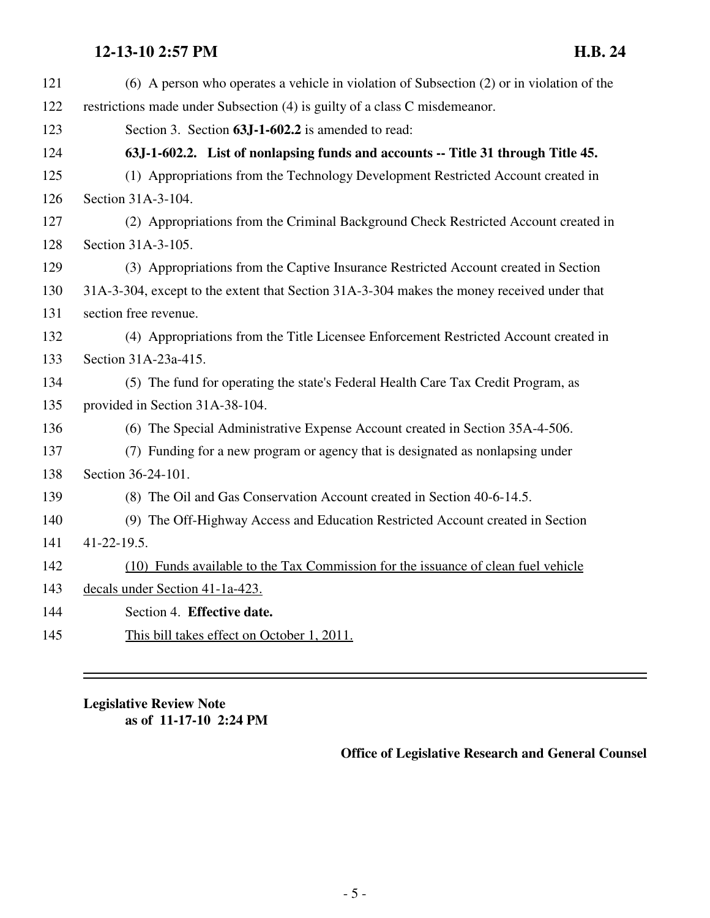(6) A person who operates a vehicle in violation of Subsection (2) or in violation of the restrictions made under Subsection (4) is guilty of a class C misdemeanor.

Section 3. Section **63J-1-602.2** is amended to read:

**63J-1-602.2. List of nonlapsing funds and accounts -- Title 31 through Title 45.**

(1) Appropriations from the Technology Development Restricted Account created in Section 31A-3-104.

(2) Appropriations from the Criminal Background Check Restricted Account created in Section 31A-3-105.

(3) Appropriations from the Captive Insurance Restricted Account created in Section 31A-3-304, except to the extent that Section 31A-3-304 makes the money received under that section free revenue.

(4) Appropriations from the Title Licensee Enforcement Restricted Account created in Section 31A-23a-415.

(5) The fund for operating the state's Federal Health Care Tax Credit Program, as provided in Section 31A-38-104.

(6) The Special Administrative Expense Account created in Section 35A-4-506.

(7) Funding for a new program or agency that is designated as nonlapsing under Section 36-24-101.

(8) The Oil and Gas Conservation Account created in Section 40-6-14.5.

(9) The Off-Highway Access and Education Restricted Account created in Section 41-22-19.5.

<u>(10) Funds available to the Tax Commission for the issuance of clean fuel vehicle decals under Section 41-1a-423.</u>

Section 4. **Effective date.**

<u>This bill takes effect on October 1, 2011.</u>

---

**Legislative Review Note**
**as of 11-17-10 2:24 PM**

**Office of Legislative Research and General Counsel**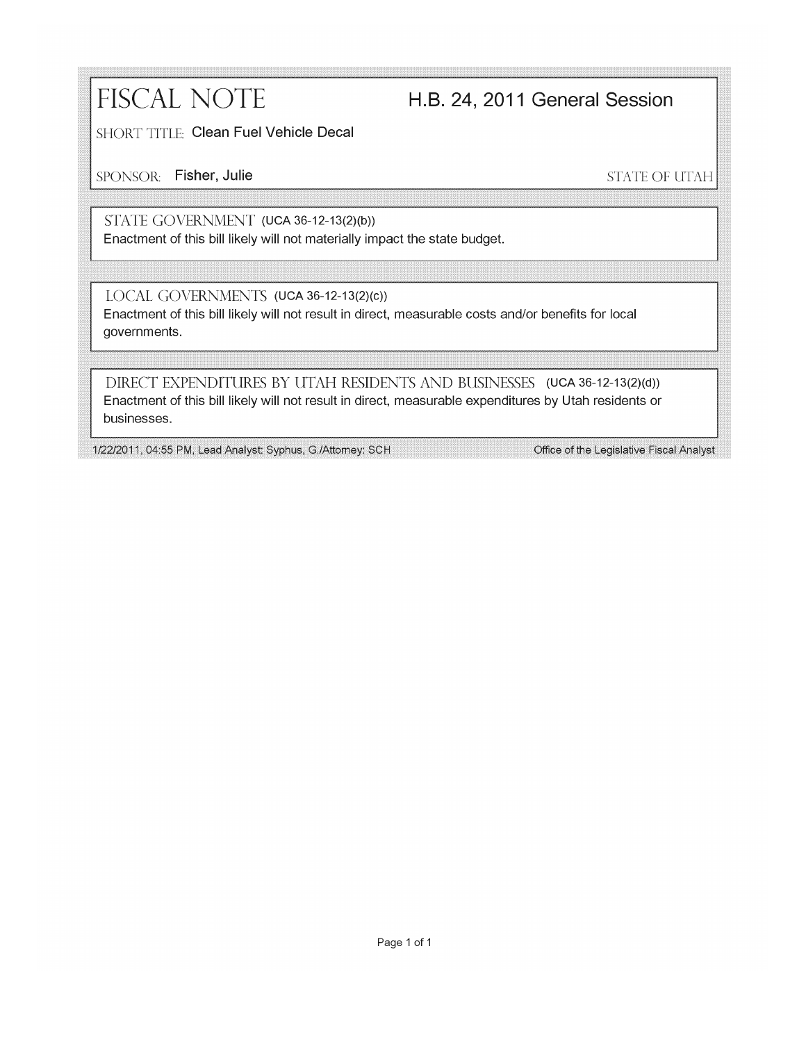# FISCAL NOTE

**H.B. 24, 2011 General Session**

SHORT TITLE: Clean Fuel Vehicle Decal

SPONSOR: Fisher, Julie

STATE OF UTAH

## STATE GOVERNMENT (UCA 36-12-13(2)(b))

Enactment of this bill likely will not materially impact the state budget.

## LOCAL GOVERNMENTS (UCA 36-12-13(2)(c))

Enactment of this bill likely will not result in direct, measurable costs and/or benefits for local governments.

## DIRECT EXPENDITURES BY UTAH RESIDENTS AND BUSINESSES (UCA 36-12-13(2)(d))

Enactment of this bill likely will not result in direct, measurable expenditures by Utah residents or businesses.

1/22/2011, 04:55 PM, Lead Analyst: Syphus, G./Attorney: SCH

Office of the Legislative Fiscal Analyst